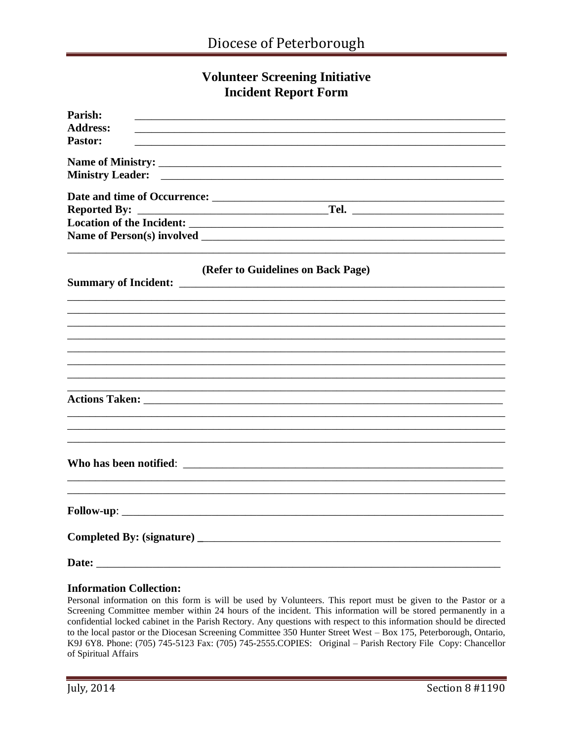# Diocese of Peterborough

## Volunteer Screening Initiative
## Incident Report Form

**Parish:** ____________________________________________

**Address:** ____________________________________________

**Pastor:** ____________________________________________

**Name of Ministry:** ____________________________________________

**Ministry Leader:** ____________________________________________

**Date and time of Occurrence:** ____________________________________________

**Reported By:** ______________________________ **Tel.** ______________________

**Location of the Incident:** ____________________________________________

**Name of Person(s) involved** ____________________________________________

____________________________________________________________________

**(Refer to Guidelines on Back Page)**

**Summary of Incident:** ____________________________________________

____________________________________________________________________

____________________________________________________________________

____________________________________________________________________

____________________________________________________________________

____________________________________________________________________

____________________________________________________________________

____________________________________________________________________

____________________________________________________________________

**Actions Taken:** ____________________________________________

____________________________________________________________________

____________________________________________________________________

____________________________________________________________________

**Who has been notified**: ____________________________________________

____________________________________________________________________

____________________________________________________________________

**Follow-up**: ____________________________________________

**Completed By: (signature)** ____________________________________________

**Date:** ____________________________________________

### Information Collection:

Personal information on this form is will be used by Volunteers. This report must be given to the Pastor or a Screening Committee member within 24 hours of the incident. This information will be stored permanently in a confidential locked cabinet in the Parish Rectory. Any questions with respect to this information should be directed to the local pastor or the Diocesan Screening Committee 350 Hunter Street West – Box 175, Peterborough, Ontario, K9J 6Y8. Phone: (705) 745-5123 Fax: (705) 745-2555.COPIES: Original – Parish Rectory File Copy: Chancellor of Spiritual Affairs

July, 2014 Section 8 #1190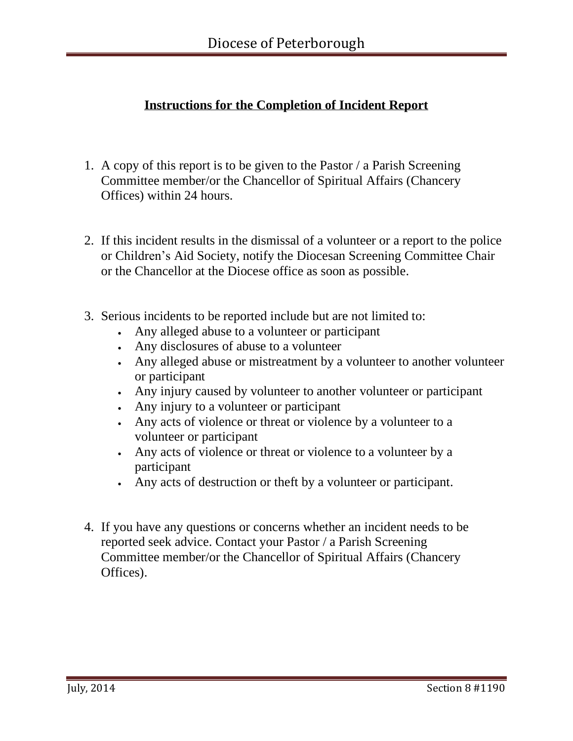## Instructions for the Completion of Incident Report

1. A copy of this report is to be given to the Pastor / a Parish Screening Committee member/or the Chancellor of Spiritual Affairs (Chancery Offices) within 24 hours.

2. If this incident results in the dismissal of a volunteer or a report to the police or Children's Aid Society, notify the Diocesan Screening Committee Chair or the Chancellor at the Diocese office as soon as possible.

3. Serious incidents to be reported include but are not limited to:
   - Any alleged abuse to a volunteer or participant
   - Any disclosures of abuse to a volunteer
   - Any alleged abuse or mistreatment by a volunteer to another volunteer or participant
   - Any injury caused by volunteer to another volunteer or participant
   - Any injury to a volunteer or participant
   - Any acts of violence or threat or violence by a volunteer to a volunteer or participant
   - Any acts of violence or threat or violence to a volunteer by a participant
   - Any acts of destruction or theft by a volunteer or participant.

4. If you have any questions or concerns whether an incident needs to be reported seek advice. Contact your Pastor / a Parish Screening Committee member/or the Chancellor of Spiritual Affairs (Chancery Offices).